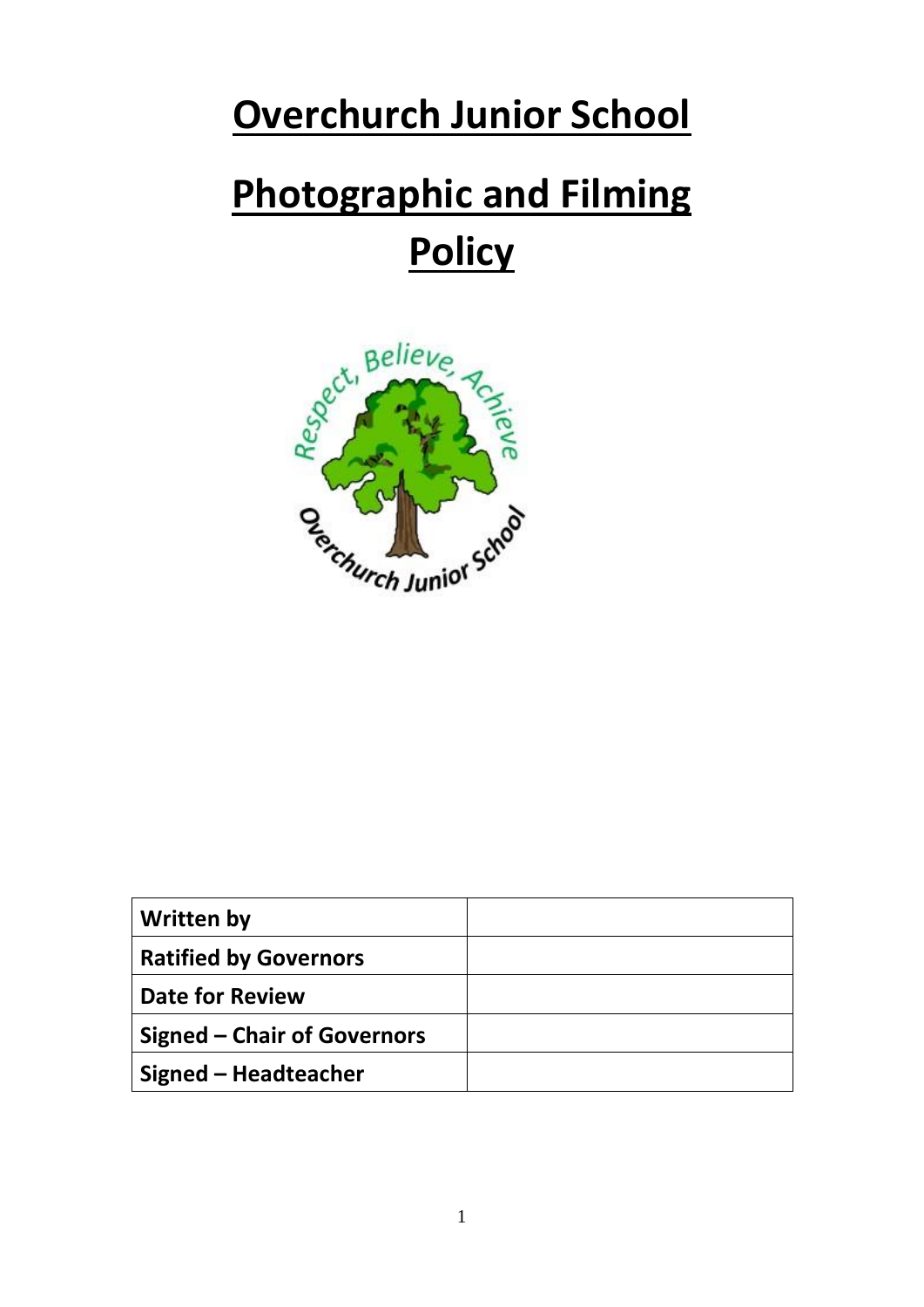# Overchurch Junior School

# Photographic and Filming Policy

| Written by | |
|---|---|
| Ratified by Governors | |
| Date for Review | |
| Signed – Chair of Governors | |
| Signed – Headteacher | |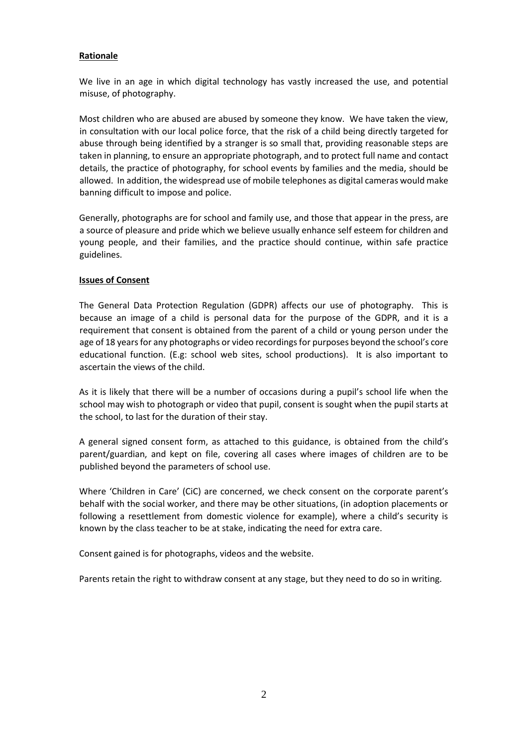**Rationale**

We live in an age in which digital technology has vastly increased the use, and potential misuse, of photography.

Most children who are abused are abused by someone they know. We have taken the view, in consultation with our local police force, that the risk of a child being directly targeted for abuse through being identified by a stranger is so small that, providing reasonable steps are taken in planning, to ensure an appropriate photograph, and to protect full name and contact details, the practice of photography, for school events by families and the media, should be allowed. In addition, the widespread use of mobile telephones as digital cameras would make banning difficult to impose and police.

Generally, photographs are for school and family use, and those that appear in the press, are a source of pleasure and pride which we believe usually enhance self esteem for children and young people, and their families, and the practice should continue, within safe practice guidelines.

**Issues of Consent**

The General Data Protection Regulation (GDPR) affects our use of photography. This is because an image of a child is personal data for the purpose of the GDPR, and it is a requirement that consent is obtained from the parent of a child or young person under the age of 18 years for any photographs or video recordings for purposes beyond the school's core educational function. (E.g: school web sites, school productions). It is also important to ascertain the views of the child.

As it is likely that there will be a number of occasions during a pupil's school life when the school may wish to photograph or video that pupil, consent is sought when the pupil starts at the school, to last for the duration of their stay.

A general signed consent form, as attached to this guidance, is obtained from the child's parent/guardian, and kept on file, covering all cases where images of children are to be published beyond the parameters of school use.

Where 'Children in Care' (CiC) are concerned, we check consent on the corporate parent's behalf with the social worker, and there may be other situations, (in adoption placements or following a resettlement from domestic violence for example), where a child's security is known by the class teacher to be at stake, indicating the need for extra care.

Consent gained is for photographs, videos and the website.

Parents retain the right to withdraw consent at any stage, but they need to do so in writing.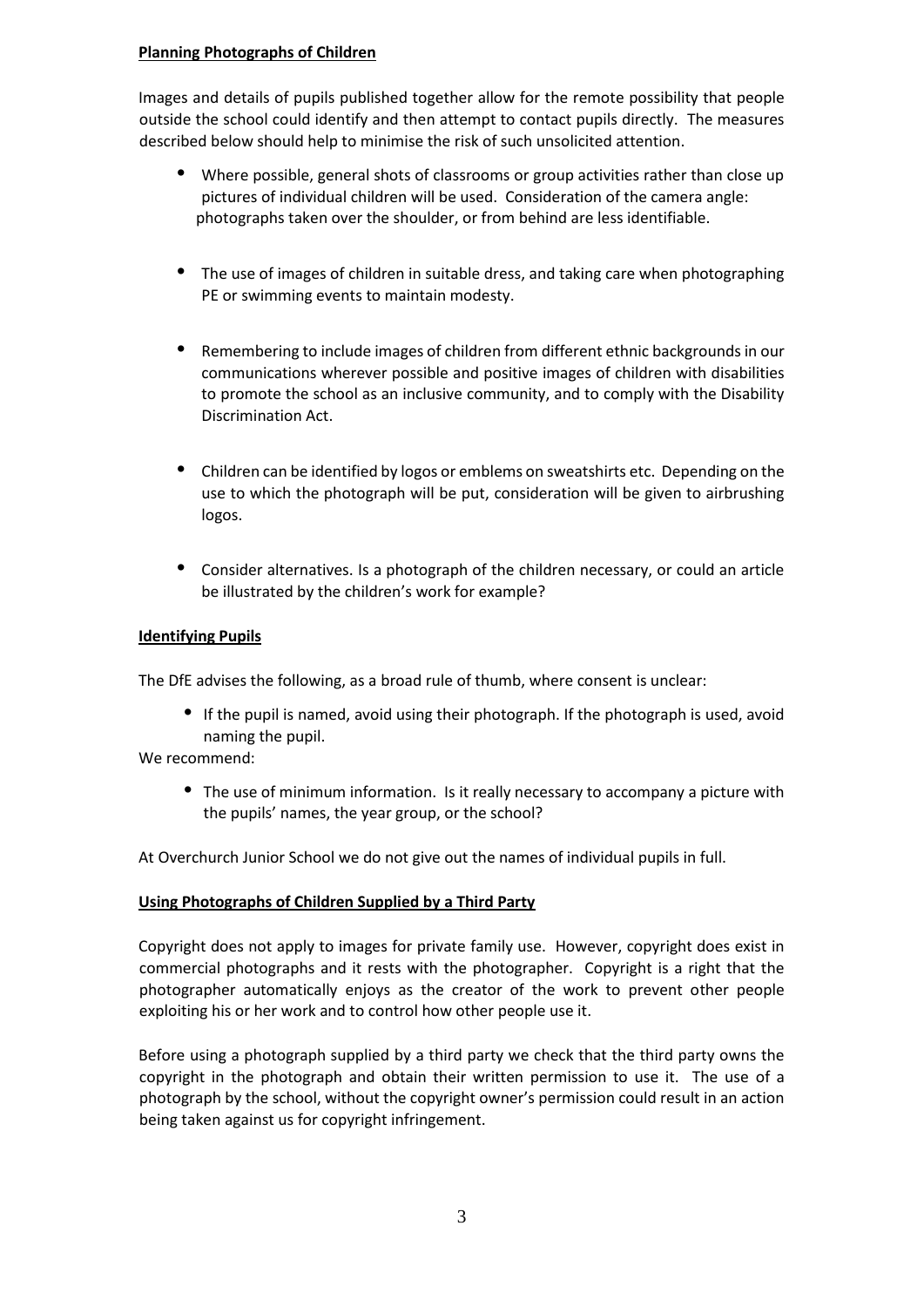**Planning Photographs of Children**

Images and details of pupils published together allow for the remote possibility that people outside the school could identify and then attempt to contact pupils directly. The measures described below should help to minimise the risk of such unsolicited attention.

- Where possible, general shots of classrooms or group activities rather than close up pictures of individual children will be used. Consideration of the camera angle: photographs taken over the shoulder, or from behind are less identifiable.
- The use of images of children in suitable dress, and taking care when photographing PE or swimming events to maintain modesty.
- Remembering to include images of children from different ethnic backgrounds in our communications wherever possible and positive images of children with disabilities to promote the school as an inclusive community, and to comply with the Disability Discrimination Act.
- Children can be identified by logos or emblems on sweatshirts etc. Depending on the use to which the photograph will be put, consideration will be given to airbrushing logos.
- Consider alternatives. Is a photograph of the children necessary, or could an article be illustrated by the children's work for example?

**Identifying Pupils**

The DfE advises the following, as a broad rule of thumb, where consent is unclear:

- If the pupil is named, avoid using their photograph. If the photograph is used, avoid naming the pupil.

We recommend:

- The use of minimum information. Is it really necessary to accompany a picture with the pupils' names, the year group, or the school?

At Overchurch Junior School we do not give out the names of individual pupils in full.

**Using Photographs of Children Supplied by a Third Party**

Copyright does not apply to images for private family use. However, copyright does exist in commercial photographs and it rests with the photographer. Copyright is a right that the photographer automatically enjoys as the creator of the work to prevent other people exploiting his or her work and to control how other people use it.

Before using a photograph supplied by a third party we check that the third party owns the copyright in the photograph and obtain their written permission to use it. The use of a photograph by the school, without the copyright owner's permission could result in an action being taken against us for copyright infringement.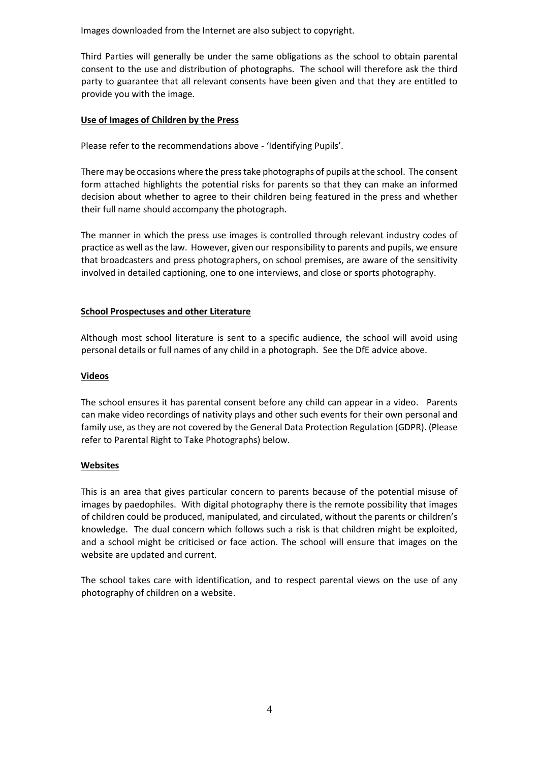Images downloaded from the Internet are also subject to copyright.

Third Parties will generally be under the same obligations as the school to obtain parental consent to the use and distribution of photographs. The school will therefore ask the third party to guarantee that all relevant consents have been given and that they are entitled to provide you with the image.

**Use of Images of Children by the Press**

Please refer to the recommendations above - 'Identifying Pupils'.

There may be occasions where the press take photographs of pupils at the school. The consent form attached highlights the potential risks for parents so that they can make an informed decision about whether to agree to their children being featured in the press and whether their full name should accompany the photograph.

The manner in which the press use images is controlled through relevant industry codes of practice as well as the law. However, given our responsibility to parents and pupils, we ensure that broadcasters and press photographers, on school premises, are aware of the sensitivity involved in detailed captioning, one to one interviews, and close or sports photography.

**School Prospectuses and other Literature**

Although most school literature is sent to a specific audience, the school will avoid using personal details or full names of any child in a photograph. See the DfE advice above.

**Videos**

The school ensures it has parental consent before any child can appear in a video. Parents can make video recordings of nativity plays and other such events for their own personal and family use, as they are not covered by the General Data Protection Regulation (GDPR). (Please refer to Parental Right to Take Photographs) below.

**Websites**

This is an area that gives particular concern to parents because of the potential misuse of images by paedophiles. With digital photography there is the remote possibility that images of children could be produced, manipulated, and circulated, without the parents or children's knowledge. The dual concern which follows such a risk is that children might be exploited, and a school might be criticised or face action. The school will ensure that images on the website are updated and current.

The school takes care with identification, and to respect parental views on the use of any photography of children on a website.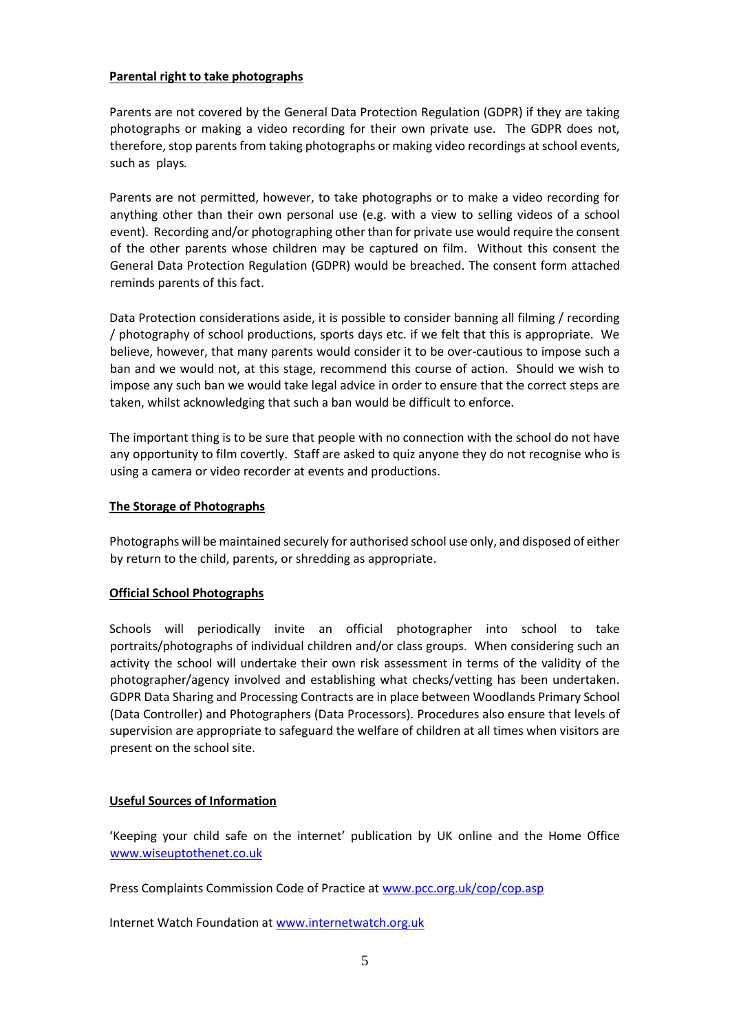**Parental right to take photographs**

Parents are not covered by the General Data Protection Regulation (GDPR) if they are taking photographs or making a video recording for their own private use. The GDPR does not, therefore, stop parents from taking photographs or making video recordings at school events, such as plays.

Parents are not permitted, however, to take photographs or to make a video recording for anything other than their own personal use (e.g. with a view to selling videos of a school event). Recording and/or photographing other than for private use would require the consent of the other parents whose children may be captured on film. Without this consent the General Data Protection Regulation (GDPR) would be breached. The consent form attached reminds parents of this fact.

Data Protection considerations aside, it is possible to consider banning all filming / recording / photography of school productions, sports days etc. if we felt that this is appropriate. We believe, however, that many parents would consider it to be over-cautious to impose such a ban and we would not, at this stage, recommend this course of action. Should we wish to impose any such ban we would take legal advice in order to ensure that the correct steps are taken, whilst acknowledging that such a ban would be difficult to enforce.

The important thing is to be sure that people with no connection with the school do not have any opportunity to film covertly. Staff are asked to quiz anyone they do not recognise who is using a camera or video recorder at events and productions.

**The Storage of Photographs**

Photographs will be maintained securely for authorised school use only, and disposed of either by return to the child, parents, or shredding as appropriate.

**Official School Photographs**

Schools will periodically invite an official photographer into school to take portraits/photographs of individual children and/or class groups. When considering such an activity the school will undertake their own risk assessment in terms of the validity of the photographer/agency involved and establishing what checks/vetting has been undertaken. GDPR Data Sharing and Processing Contracts are in place between Woodlands Primary School (Data Controller) and Photographers (Data Processors). Procedures also ensure that levels of supervision are appropriate to safeguard the welfare of children at all times when visitors are present on the school site.

**Useful Sources of Information**

'Keeping your child safe on the internet' publication by UK online and the Home Office www.wiseuptothenet.co.uk

Press Complaints Commission Code of Practice at www.pcc.org.uk/cop/cop.asp

Internet Watch Foundation at www.internetwatch.org.uk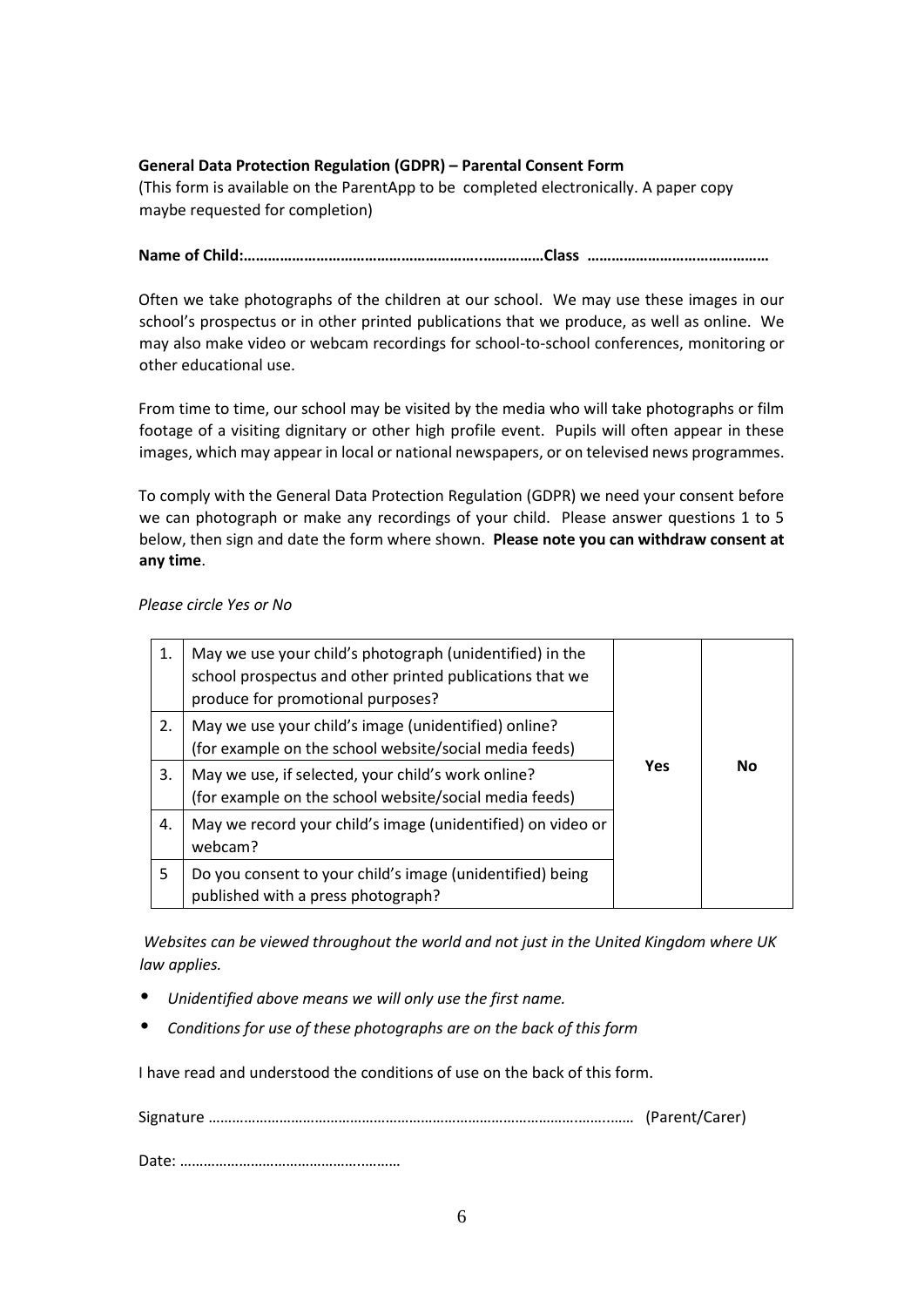**General Data Protection Regulation (GDPR) – Parental Consent Form**

(This form is available on the ParentApp to be completed electronically. A paper copy maybe requested for completion)

**Name of Child:……………………………………………………..……………Class ………………………………………**

Often we take photographs of the children at our school. We may use these images in our school's prospectus or in other printed publications that we produce, as well as online. We may also make video or webcam recordings for school-to-school conferences, monitoring or other educational use.

From time to time, our school may be visited by the media who will take photographs or film footage of a visiting dignitary or other high profile event. Pupils will often appear in these images, which may appear in local or national newspapers, or on televised news programmes.

To comply with the General Data Protection Regulation (GDPR) we need your consent before we can photograph or make any recordings of your child. Please answer questions 1 to 5 below, then sign and date the form where shown. **Please note you can withdraw consent at any time**.

*Please circle Yes or No*

| | | | |
|---|---|---|---|
| 1. | May we use your child's photograph (unidentified) in the school prospectus and other printed publications that we produce for promotional purposes? | **Yes** | **No** |
| 2. | May we use your child's image (unidentified) online? (for example on the school website/social media feeds) | | |
| 3. | May we use, if selected, your child's work online? (for example on the school website/social media feeds) | | |
| 4. | May we record your child's image (unidentified) on video or webcam? | | |
| 5 | Do you consent to your child's image (unidentified) being published with a press photograph? | | |

*Websites can be viewed throughout the world and not just in the United Kingdom where UK law applies.*

- *Unidentified above means we will only use the first name.*
- *Conditions for use of these photographs are on the back of this form*

I have read and understood the conditions of use on the back of this form.

Signature ………………………………………………………………………………………..……. (Parent/Carer)

Date: ………………………………………….………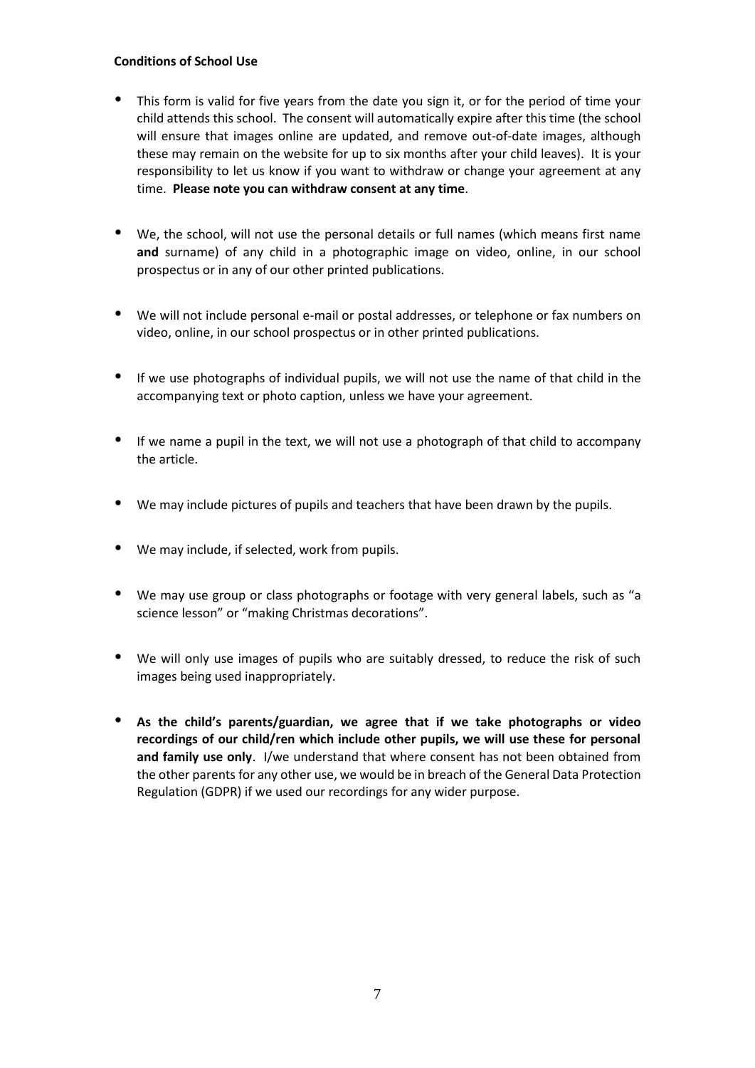**Conditions of School Use**

- This form is valid for five years from the date you sign it, or for the period of time your child attends this school. The consent will automatically expire after this time (the school will ensure that images online are updated, and remove out-of-date images, although these may remain on the website for up to six months after your child leaves). It is your responsibility to let us know if you want to withdraw or change your agreement at any time. **Please note you can withdraw consent at any time**.

- We, the school, will not use the personal details or full names (which means first name **and** surname) of any child in a photographic image on video, online, in our school prospectus or in any of our other printed publications.

- We will not include personal e-mail or postal addresses, or telephone or fax numbers on video, online, in our school prospectus or in other printed publications.

- If we use photographs of individual pupils, we will not use the name of that child in the accompanying text or photo caption, unless we have your agreement.

- If we name a pupil in the text, we will not use a photograph of that child to accompany the article.

- We may include pictures of pupils and teachers that have been drawn by the pupils.

- We may include, if selected, work from pupils.

- We may use group or class photographs or footage with very general labels, such as "a science lesson" or "making Christmas decorations".

- We will only use images of pupils who are suitably dressed, to reduce the risk of such images being used inappropriately.

- **As the child's parents/guardian, we agree that if we take photographs or video recordings of our child/ren which include other pupils, we will use these for personal and family use only**. I/we understand that where consent has not been obtained from the other parents for any other use, we would be in breach of the General Data Protection Regulation (GDPR) if we used our recordings for any wider purpose.